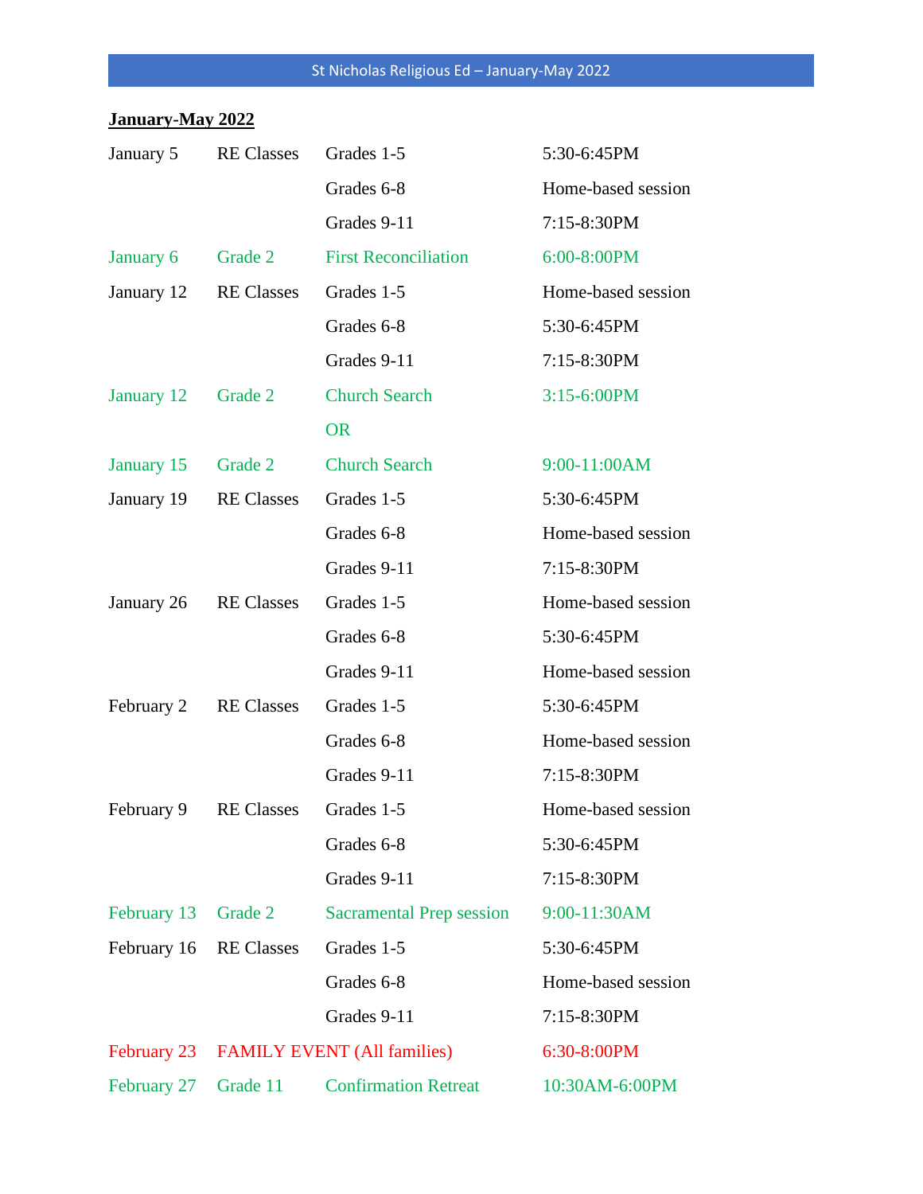**January-May 2022**

| | | | |
|---|---|---|---|
| January 5 | RE Classes | Grades 1-5 | 5:30-6:45PM |
| | | Grades 6-8 | Home-based session |
| | | Grades 9-11 | 7:15-8:30PM |
| January 6 | Grade 2 | First Reconciliation | 6:00-8:00PM |
| January 12 | RE Classes | Grades 1-5 | Home-based session |
| | | Grades 6-8 | 5:30-6:45PM |
| | | Grades 9-11 | 7:15-8:30PM |
| January 12 | Grade 2 | Church Search | 3:15-6:00PM |
| | | OR | |
| January 15 | Grade 2 | Church Search | 9:00-11:00AM |
| January 19 | RE Classes | Grades 1-5 | 5:30-6:45PM |
| | | Grades 6-8 | Home-based session |
| | | Grades 9-11 | 7:15-8:30PM |
| January 26 | RE Classes | Grades 1-5 | Home-based session |
| | | Grades 6-8 | 5:30-6:45PM |
| | | Grades 9-11 | Home-based session |
| February 2 | RE Classes | Grades 1-5 | 5:30-6:45PM |
| | | Grades 6-8 | Home-based session |
| | | Grades 9-11 | 7:15-8:30PM |
| February 9 | RE Classes | Grades 1-5 | Home-based session |
| | | Grades 6-8 | 5:30-6:45PM |
| | | Grades 9-11 | 7:15-8:30PM |
| February 13 | Grade 2 | Sacramental Prep session | 9:00-11:30AM |
| February 16 | RE Classes | Grades 1-5 | 5:30-6:45PM |
| | | Grades 6-8 | Home-based session |
| | | Grades 9-11 | 7:15-8:30PM |
| February 23 | FAMILY EVENT (All families) | | 6:30-8:00PM |
| February 27 | Grade 11 | Confirmation Retreat | 10:30AM-6:00PM |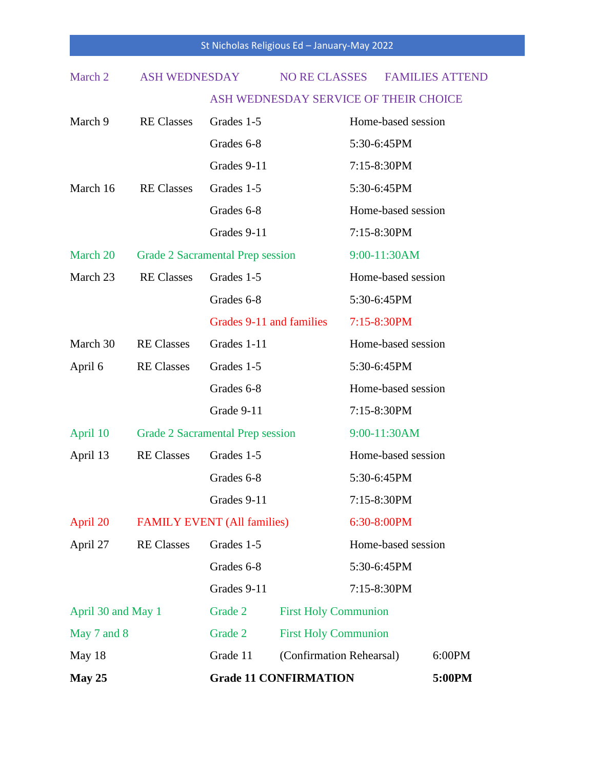# St Nicholas Religious Ed – January-May 2022

| | | | |
|---|---|---|---|
| March 2 | ASH WEDNESDAY | NO RE CLASSES | FAMILIES ATTEND ASH WEDNESDAY SERVICE OF THEIR CHOICE |
| March 9 | RE Classes | Grades 1-5 | Home-based session |
| | | Grades 6-8 | 5:30-6:45PM |
| | | Grades 9-11 | 7:15-8:30PM |
| March 16 | RE Classes | Grades 1-5 | 5:30-6:45PM |
| | | Grades 6-8 | Home-based session |
| | | Grades 9-11 | 7:15-8:30PM |
| March 20 | Grade 2 Sacramental Prep session | | 9:00-11:30AM |
| March 23 | RE Classes | Grades 1-5 | Home-based session |
| | | Grades 6-8 | 5:30-6:45PM |
| | | Grades 9-11 and families | 7:15-8:30PM |
| March 30 | RE Classes | Grades 1-11 | Home-based session |
| April 6 | RE Classes | Grades 1-5 | 5:30-6:45PM |
| | | Grades 6-8 | Home-based session |
| | | Grade 9-11 | 7:15-8:30PM |
| April 10 | Grade 2 Sacramental Prep session | | 9:00-11:30AM |
| April 13 | RE Classes | Grades 1-5 | Home-based session |
| | | Grades 6-8 | 5:30-6:45PM |
| | | Grades 9-11 | 7:15-8:30PM |
| April 20 | FAMILY EVENT (All families) | | 6:30-8:00PM |
| April 27 | RE Classes | Grades 1-5 | Home-based session |
| | | Grades 6-8 | 5:30-6:45PM |
| | | Grades 9-11 | 7:15-8:30PM |
| April 30 and May 1 | | Grade 2 | First Holy Communion |
| May 7 and 8 | | Grade 2 | First Holy Communion |
| May 18 | | Grade 11 | (Confirmation Rehearsal) 6:00PM |
| **May 25** | | **Grade 11 CONFIRMATION** | **5:00PM** |